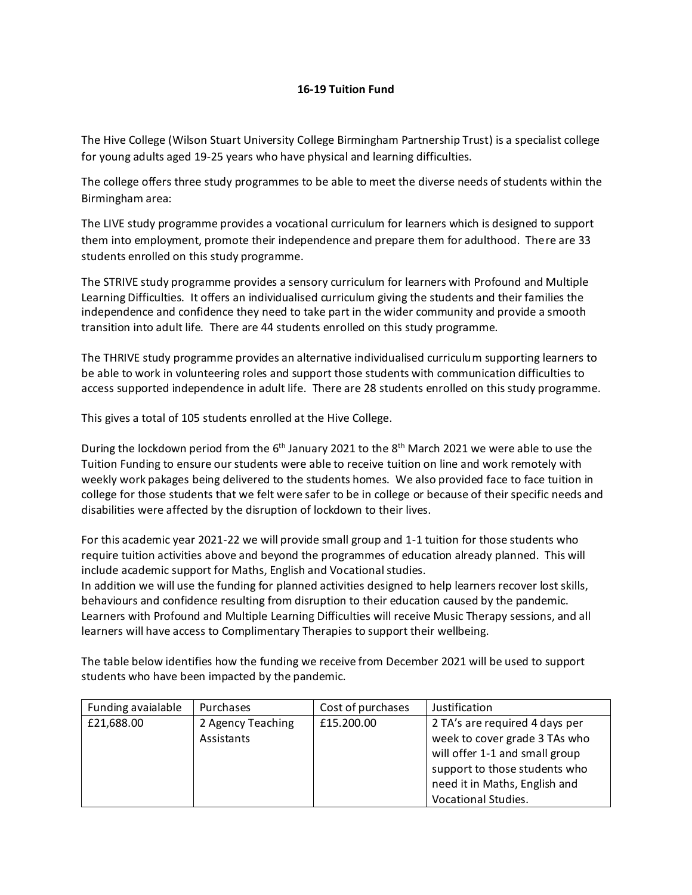# 16-19 Tuition Fund

The Hive College (Wilson Stuart University College Birmingham Partnership Trust) is a specialist college for young adults aged 19-25 years who have physical and learning difficulties.

The college offers three study programmes to be able to meet the diverse needs of students within the Birmingham area:

The LIVE study programme provides a vocational curriculum for learners which is designed to support them into employment, promote their independence and prepare them for adulthood. There are 33 students enrolled on this study programme.

The STRIVE study programme provides a sensory curriculum for learners with Profound and Multiple Learning Difficulties. It offers an individualised curriculum giving the students and their families the independence and confidence they need to take part in the wider community and provide a smooth transition into adult life. There are 44 students enrolled on this study programme.

The THRIVE study programme provides an alternative individualised curriculum supporting learners to be able to work in volunteering roles and support those students with communication difficulties to access supported independence in adult life. There are 28 students enrolled on this study programme.

This gives a total of 105 students enrolled at the Hive College.

During the lockdown period from the 6th January 2021 to the 8th March 2021 we were able to use the Tuition Funding to ensure our students were able to receive tuition on line and work remotely with weekly work pakages being delivered to the students homes. We also provided face to face tuition in college for those students that we felt were safer to be in college or because of their specific needs and disabilities were affected by the disruption of lockdown to their lives.

For this academic year 2021-22 we will provide small group and 1-1 tuition for those students who require tuition activities above and beyond the programmes of education already planned. This will include academic support for Maths, English and Vocational studies.
In addition we will use the funding for planned activities designed to help learners recover lost skills, behaviours and confidence resulting from disruption to their education caused by the pandemic. Learners with Profound and Multiple Learning Difficulties will receive Music Therapy sessions, and all learners will have access to Complimentary Therapies to support their wellbeing.

The table below identifies how the funding we receive from December 2021 will be used to support students who have been impacted by the pandemic.

| Funding avaialable | Purchases | Cost of purchases | Justification |
|---|---|---|---|
| £21,688.00 | 2 Agency Teaching Assistants | £15.200.00 | 2 TA's are required 4 days per week to cover grade 3 TAs who will offer 1-1 and small group support to those students who need it in Maths, English and Vocational Studies. |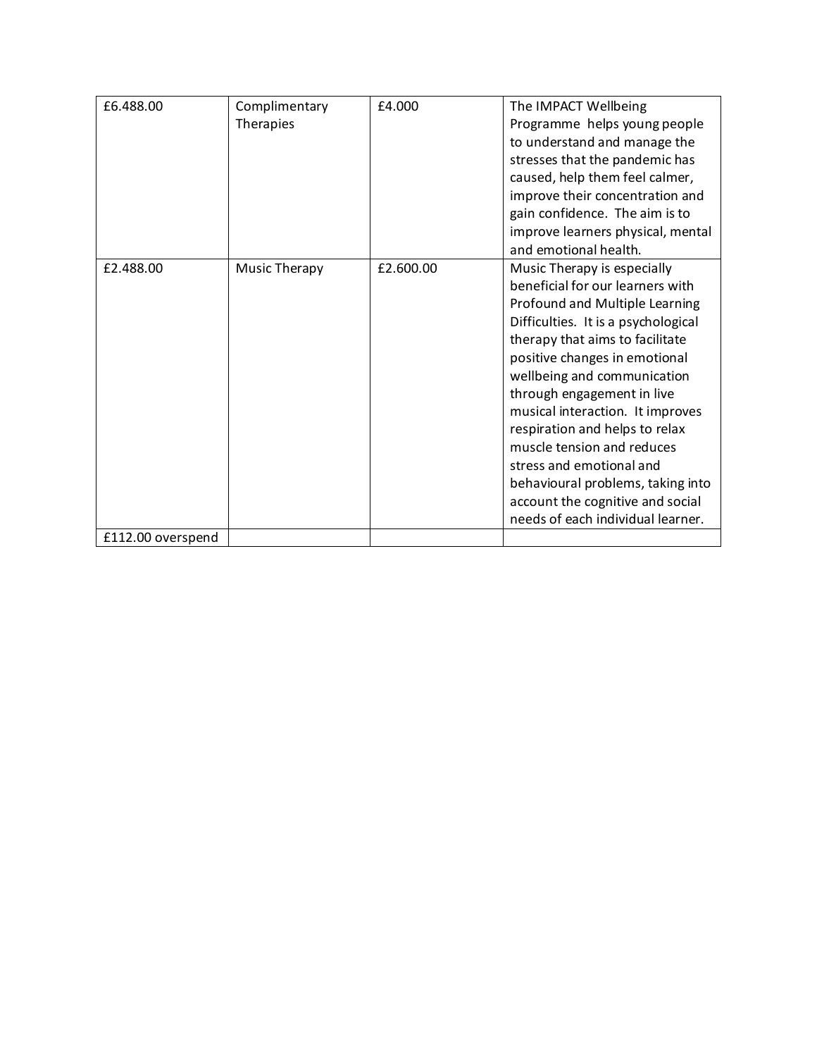| | | | |
|---|---|---|---|
| £6.488.00 | Complimentary Therapies | £4.000 | The IMPACT Wellbeing Programme helps young people to understand and manage the stresses that the pandemic has caused, help them feel calmer, improve their concentration and gain confidence. The aim is to improve learners physical, mental and emotional health. |
| £2.488.00 | Music Therapy | £2.600.00 | Music Therapy is especially beneficial for our learners with Profound and Multiple Learning Difficulties. It is a psychological therapy that aims to facilitate positive changes in emotional wellbeing and communication through engagement in live musical interaction. It improves respiration and helps to relax muscle tension and reduces stress and emotional and behavioural problems, taking into account the cognitive and social needs of each individual learner. |
| £112.00 overspend | | | |